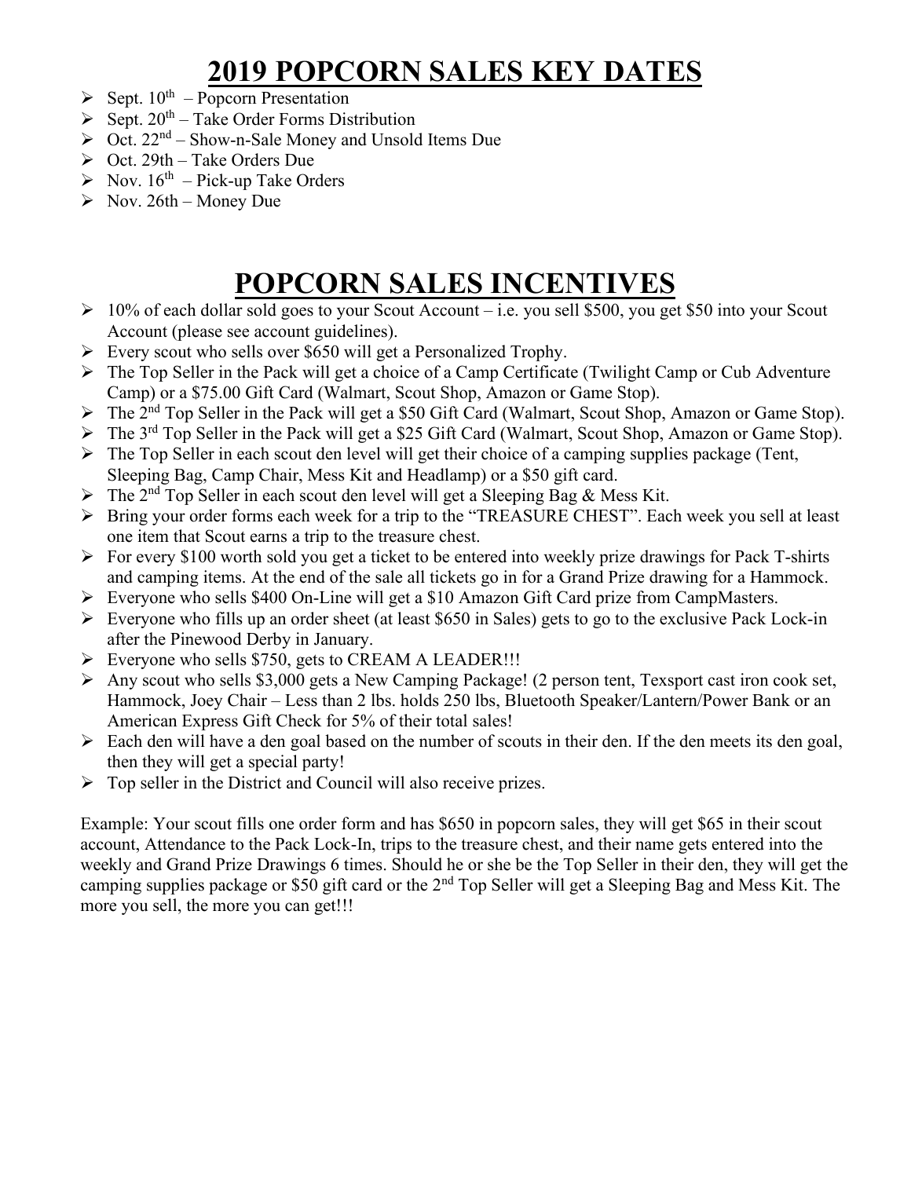# 2019 POPCORN SALES KEY DATES

- Sept. 10th – Popcorn Presentation
- Sept. 20th – Take Order Forms Distribution
- Oct. 22nd – Show-n-Sale Money and Unsold Items Due
- Oct. 29th – Take Orders Due
- Nov. 16th – Pick-up Take Orders
- Nov. 26th – Money Due

# POPCORN SALES INCENTIVES

- 10% of each dollar sold goes to your Scout Account – i.e. you sell $500, you get $50 into your Scout Account (please see account guidelines).
- Every scout who sells over $650 will get a Personalized Trophy.
- The Top Seller in the Pack will get a choice of a Camp Certificate (Twilight Camp or Cub Adventure Camp) or a $75.00 Gift Card (Walmart, Scout Shop, Amazon or Game Stop).
- The 2nd Top Seller in the Pack will get a $50 Gift Card (Walmart, Scout Shop, Amazon or Game Stop).
- The 3rd Top Seller in the Pack will get a $25 Gift Card (Walmart, Scout Shop, Amazon or Game Stop).
- The Top Seller in each scout den level will get their choice of a camping supplies package (Tent, Sleeping Bag, Camp Chair, Mess Kit and Headlamp) or a $50 gift card.
- The 2nd Top Seller in each scout den level will get a Sleeping Bag & Mess Kit.
- Bring your order forms each week for a trip to the "TREASURE CHEST". Each week you sell at least one item that Scout earns a trip to the treasure chest.
- For every $100 worth sold you get a ticket to be entered into weekly prize drawings for Pack T-shirts and camping items. At the end of the sale all tickets go in for a Grand Prize drawing for a Hammock.
- Everyone who sells $400 On-Line will get a $10 Amazon Gift Card prize from CampMasters.
- Everyone who fills up an order sheet (at least $650 in Sales) gets to go to the exclusive Pack Lock-in after the Pinewood Derby in January.
- Everyone who sells $750, gets to CREAM A LEADER!!!
- Any scout who sells $3,000 gets a New Camping Package! (2 person tent, Texsport cast iron cook set, Hammock, Joey Chair – Less than 2 lbs. holds 250 lbs, Bluetooth Speaker/Lantern/Power Bank or an American Express Gift Check for 5% of their total sales!
- Each den will have a den goal based on the number of scouts in their den. If the den meets its den goal, then they will get a special party!
- Top seller in the District and Council will also receive prizes.

Example: Your scout fills one order form and has $650 in popcorn sales, they will get $65 in their scout account, Attendance to the Pack Lock-In, trips to the treasure chest, and their name gets entered into the weekly and Grand Prize Drawings 6 times. Should he or she be the Top Seller in their den, they will get the camping supplies package or $50 gift card or the 2nd Top Seller will get a Sleeping Bag and Mess Kit. The more you sell, the more you can get!!!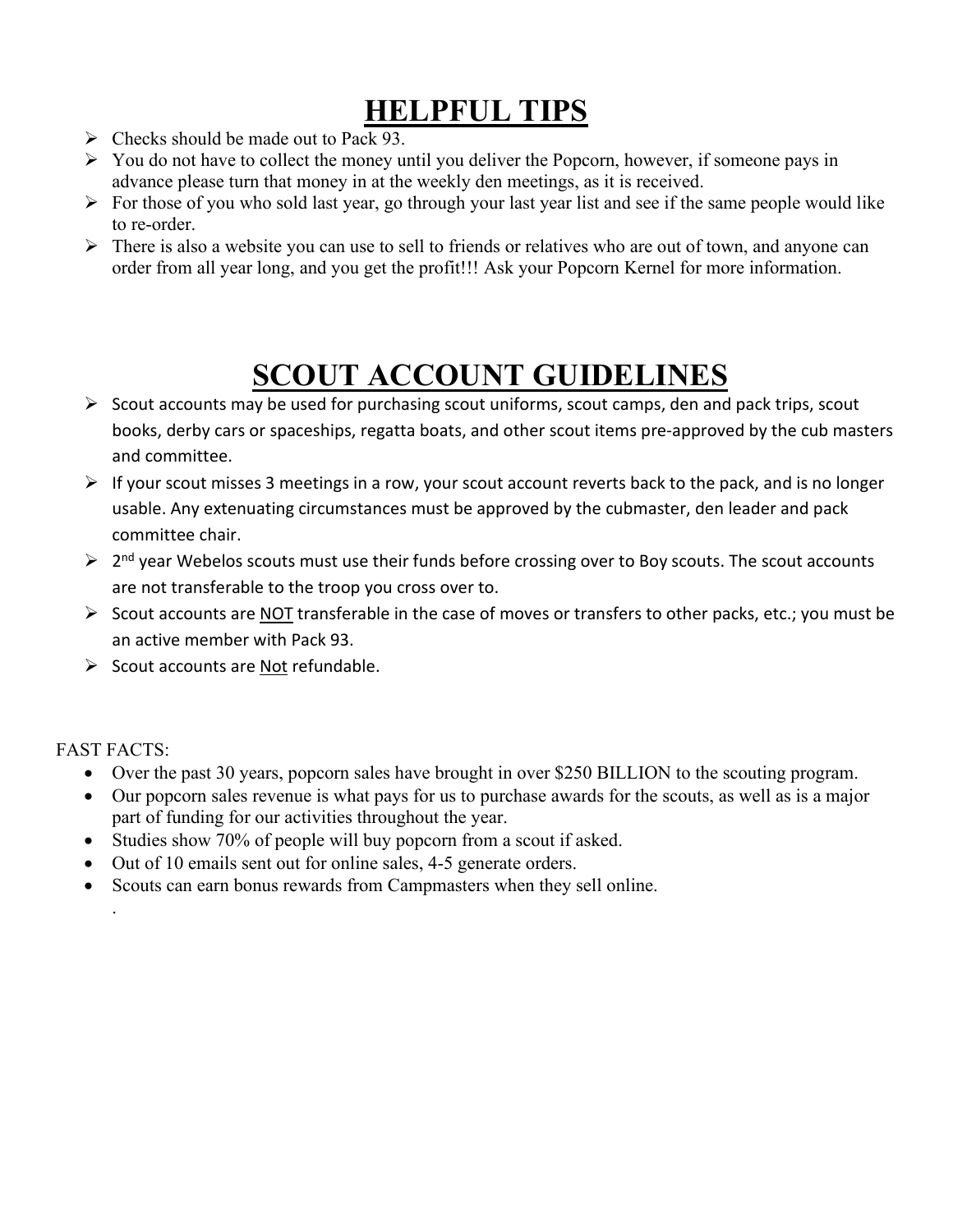# HELPFUL TIPS

- Checks should be made out to Pack 93.
- You do not have to collect the money until you deliver the Popcorn, however, if someone pays in advance please turn that money in at the weekly den meetings, as it is received.
- For those of you who sold last year, go through your last year list and see if the same people would like to re-order.
- There is also a website you can use to sell to friends or relatives who are out of town, and anyone can order from all year long, and you get the profit!!! Ask your Popcorn Kernel for more information.

# SCOUT ACCOUNT GUIDELINES

- Scout accounts may be used for purchasing scout uniforms, scout camps, den and pack trips, scout books, derby cars or spaceships, regatta boats, and other scout items pre-approved by the cub masters and committee.
- If your scout misses 3 meetings in a row, your scout account reverts back to the pack, and is no longer usable. Any extenuating circumstances must be approved by the cubmaster, den leader and pack committee chair.
- 2nd year Webelos scouts must use their funds before crossing over to Boy scouts. The scout accounts are not transferable to the troop you cross over to.
- Scout accounts are <u>NOT</u> transferable in the case of moves or transfers to other packs, etc.; you must be an active member with Pack 93.
- Scout accounts are <u>Not</u> refundable.

FAST FACTS:

- Over the past 30 years, popcorn sales have brought in over $250 BILLION to the scouting program.
- Our popcorn sales revenue is what pays for us to purchase awards for the scouts, as well as is a major part of funding for our activities throughout the year.
- Studies show 70% of people will buy popcorn from a scout if asked.
- Out of 10 emails sent out for online sales, 4-5 generate orders.
- Scouts can earn bonus rewards from Campmasters when they sell online.